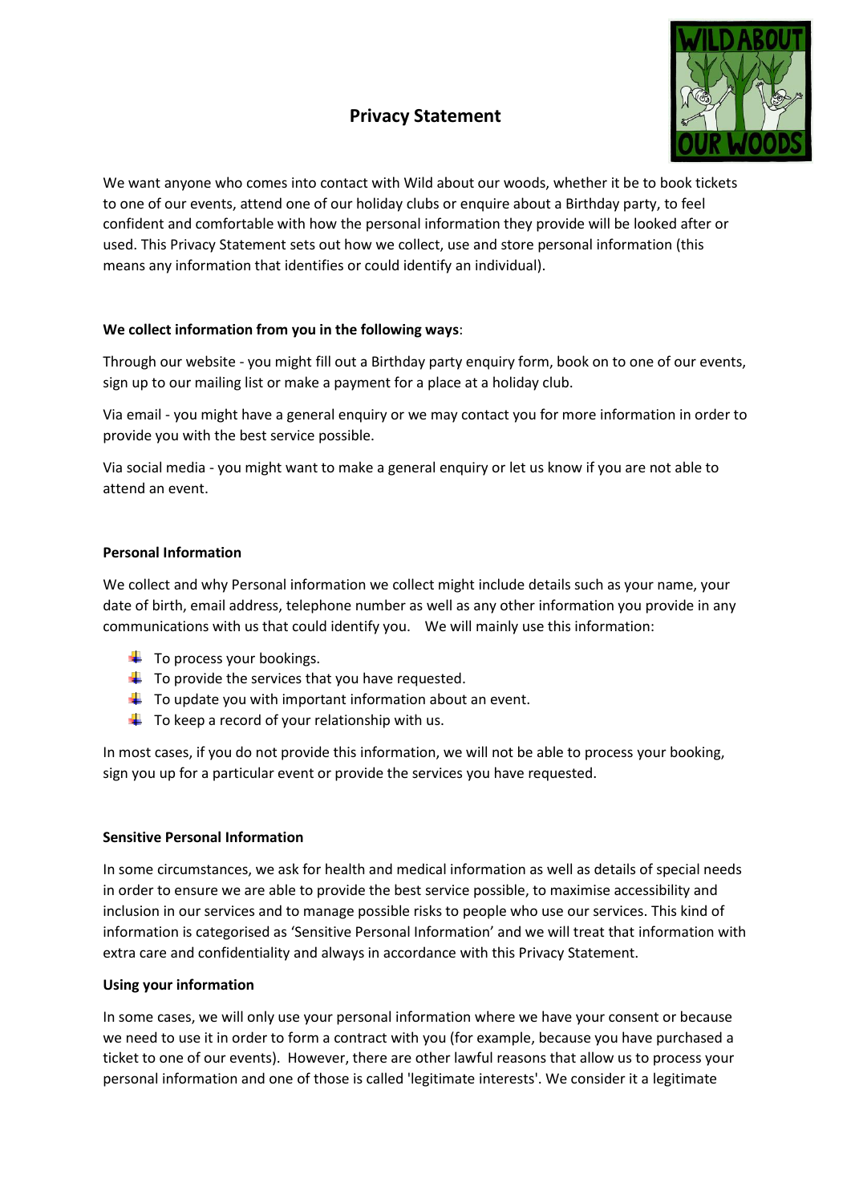# Privacy Statement

We want anyone who comes into contact with Wild about our woods, whether it be to book tickets to one of our events, attend one of our holiday clubs or enquire about a Birthday party, to feel confident and comfortable with how the personal information they provide will be looked after or used. This Privacy Statement sets out how we collect, use and store personal information (this means any information that identifies or could identify an individual).

**We collect information from you in the following ways**:

Through our website - you might fill out a Birthday party enquiry form, book on to one of our events, sign up to our mailing list or make a payment for a place at a holiday club.

Via email - you might have a general enquiry or we may contact you for more information in order to provide you with the best service possible.

Via social media - you might want to make a general enquiry or let us know if you are not able to attend an event.

**Personal Information**

We collect and why Personal information we collect might include details such as your name, your date of birth, email address, telephone number as well as any other information you provide in any communications with us that could identify you. We will mainly use this information:

- To process your bookings.
- To provide the services that you have requested.
- To update you with important information about an event.
- To keep a record of your relationship with us.

In most cases, if you do not provide this information, we will not be able to process your booking, sign you up for a particular event or provide the services you have requested.

**Sensitive Personal Information**

In some circumstances, we ask for health and medical information as well as details of special needs in order to ensure we are able to provide the best service possible, to maximise accessibility and inclusion in our services and to manage possible risks to people who use our services. This kind of information is categorised as 'Sensitive Personal Information' and we will treat that information with extra care and confidentiality and always in accordance with this Privacy Statement.

**Using your information**

In some cases, we will only use your personal information where we have your consent or because we need to use it in order to form a contract with you (for example, because you have purchased a ticket to one of our events). However, there are other lawful reasons that allow us to process your personal information and one of those is called 'legitimate interests'. We consider it a legitimate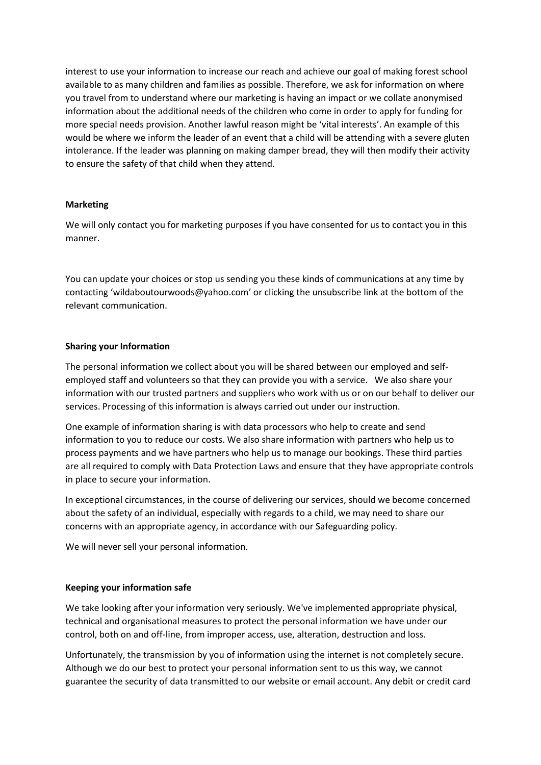interest to use your information to increase our reach and achieve our goal of making forest school available to as many children and families as possible. Therefore, we ask for information on where you travel from to understand where our marketing is having an impact or we collate anonymised information about the additional needs of the children who come in order to apply for funding for more special needs provision. Another lawful reason might be 'vital interests'. An example of this would be where we inform the leader of an event that a child will be attending with a severe gluten intolerance. If the leader was planning on making damper bread, they will then modify their activity to ensure the safety of that child when they attend.

**Marketing**

We will only contact you for marketing purposes if you have consented for us to contact you in this manner.

You can update your choices or stop us sending you these kinds of communications at any time by contacting 'wildaboutourwoods@yahoo.com' or clicking the unsubscribe link at the bottom of the relevant communication.

**Sharing your Information**

The personal information we collect about you will be shared between our employed and self-employed staff and volunteers so that they can provide you with a service. We also share your information with our trusted partners and suppliers who work with us or on our behalf to deliver our services. Processing of this information is always carried out under our instruction.

One example of information sharing is with data processors who help to create and send information to you to reduce our costs. We also share information with partners who help us to process payments and we have partners who help us to manage our bookings. These third parties are all required to comply with Data Protection Laws and ensure that they have appropriate controls in place to secure your information.

In exceptional circumstances, in the course of delivering our services, should we become concerned about the safety of an individual, especially with regards to a child, we may need to share our concerns with an appropriate agency, in accordance with our Safeguarding policy.

We will never sell your personal information.

**Keeping your information safe**

We take looking after your information very seriously. We've implemented appropriate physical, technical and organisational measures to protect the personal information we have under our control, both on and off-line, from improper access, use, alteration, destruction and loss.

Unfortunately, the transmission by you of information using the internet is not completely secure. Although we do our best to protect your personal information sent to us this way, we cannot guarantee the security of data transmitted to our website or email account. Any debit or credit card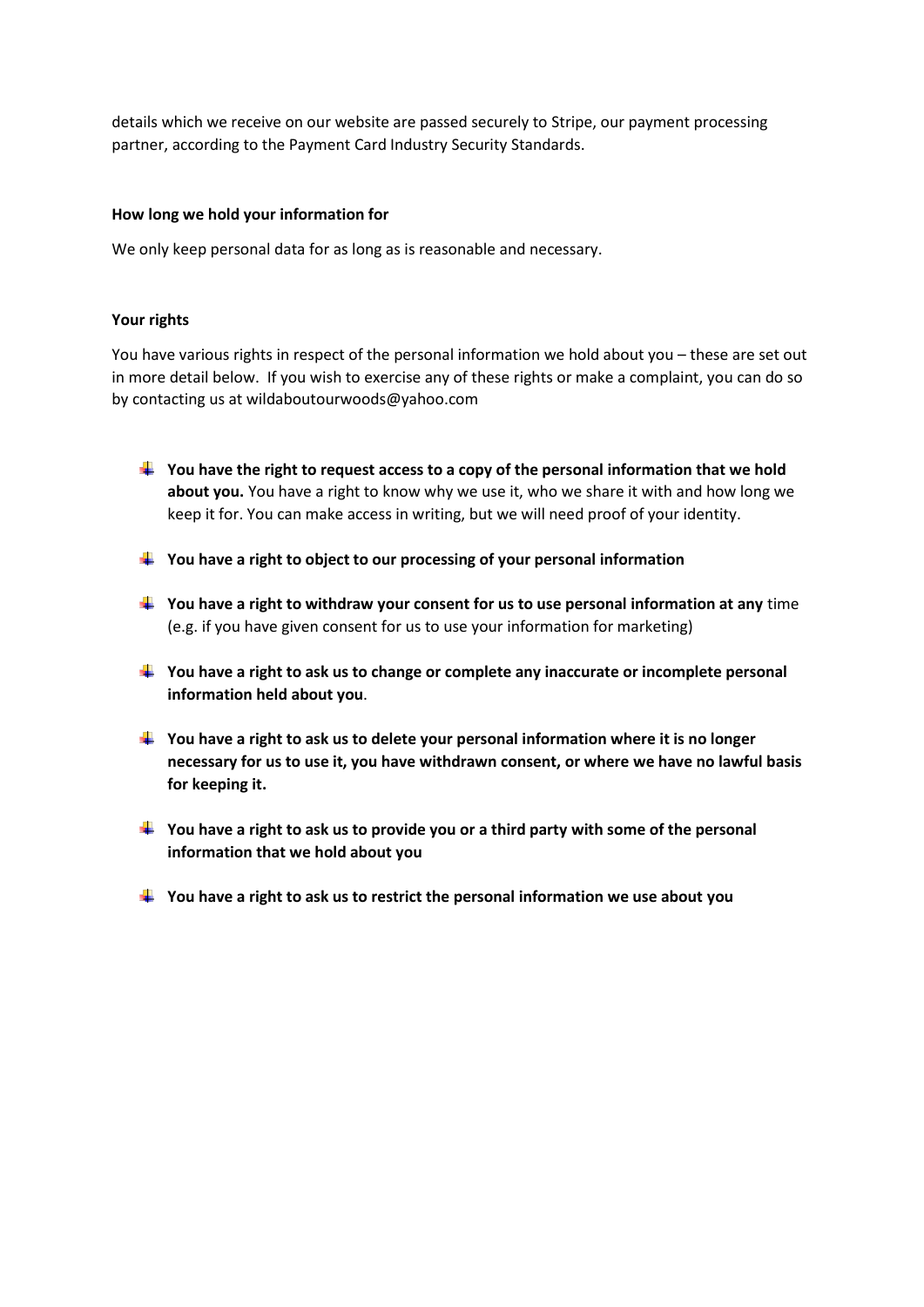details which we receive on our website are passed securely to Stripe, our payment processing partner, according to the Payment Card Industry Security Standards.

**How long we hold your information for**

We only keep personal data for as long as is reasonable and necessary.

**Your rights**

You have various rights in respect of the personal information we hold about you – these are set out in more detail below. If you wish to exercise any of these rights or make a complaint, you can do so by contacting us at wildaboutourwoods@yahoo.com

- **You have the right to request access to a copy of the personal information that we hold about you.** You have a right to know why we use it, who we share it with and how long we keep it for. You can make access in writing, but we will need proof of your identity.
- **You have a right to object to our processing of your personal information**
- **You have a right to withdraw your consent for us to use personal information at any** time (e.g. if you have given consent for us to use your information for marketing)
- **You have a right to ask us to change or complete any inaccurate or incomplete personal information held about you**.
- **You have a right to ask us to delete your personal information where it is no longer necessary for us to use it, you have withdrawn consent, or where we have no lawful basis for keeping it.**
- **You have a right to ask us to provide you or a third party with some of the personal information that we hold about you**
- **You have a right to ask us to restrict the personal information we use about you**